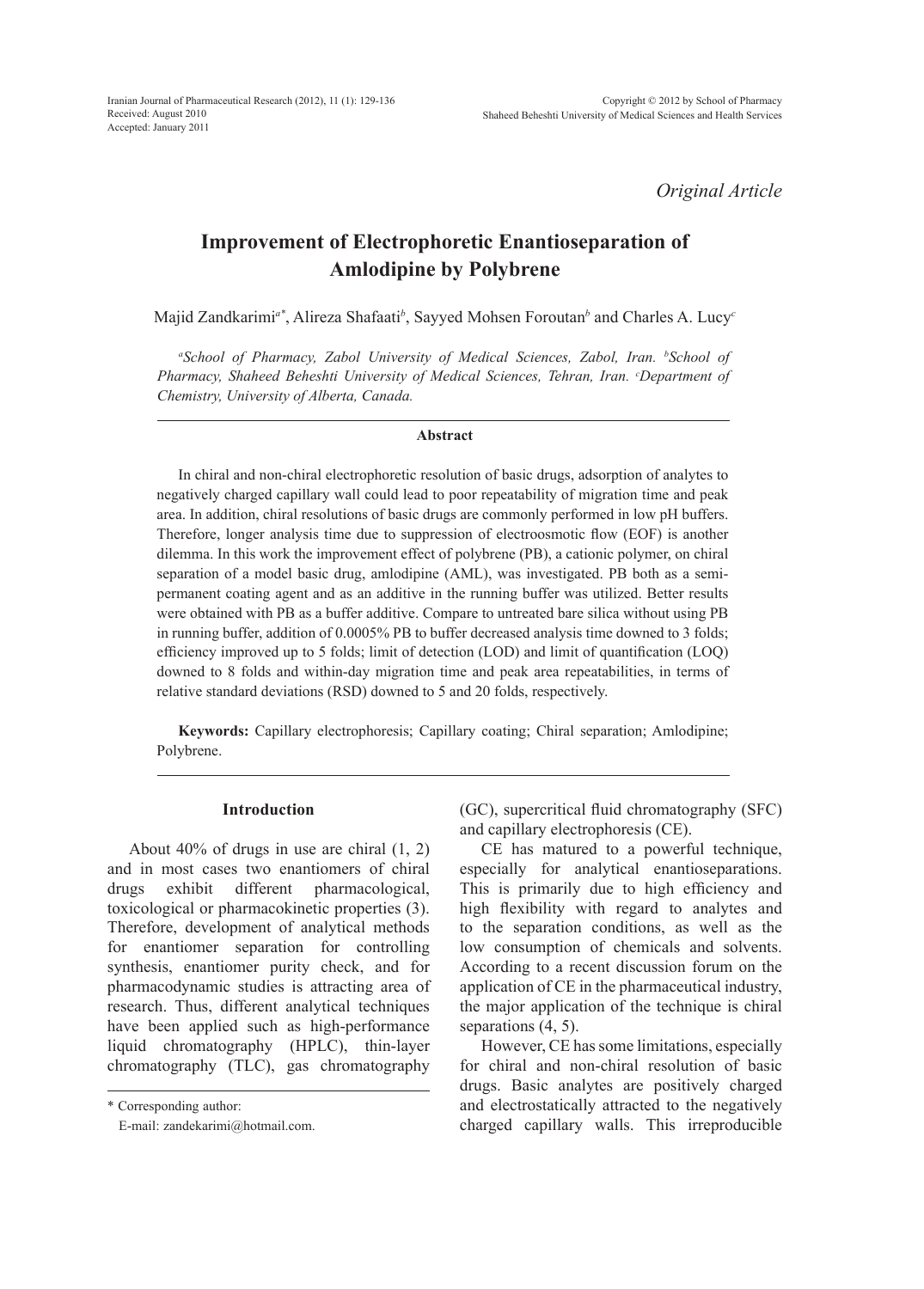*Original Article*

# Improvement of Electrophoretic Enantioseparation of Amlodipine by Polybrene

Majid Zandkarimi[a*], Alireza Shafaati[b], Sayyed Mohsen Foroutan[b] and Charles A. Lucy[c]

[a]*School of Pharmacy, Zabol University of Medical Sciences, Zabol, Iran.* [b]*School of Pharmacy, Shaheed Beheshti University of Medical Sciences, Tehran, Iran.* [c]*Department of Chemistry, University of Alberta, Canada.*

## Abstract

In chiral and non-chiral electrophoretic resolution of basic drugs, adsorption of analytes to negatively charged capillary wall could lead to poor repeatability of migration time and peak area. In addition, chiral resolutions of basic drugs are commonly performed in low pH buffers. Therefore, longer analysis time due to suppression of electroosmotic flow (EOF) is another dilemma. In this work the improvement effect of polybrene (PB), a cationic polymer, on chiral separation of a model basic drug, amlodipine (AML), was investigated. PB both as a semi-permanent coating agent and as an additive in the running buffer was utilized. Better results were obtained with PB as a buffer additive. Compare to untreated bare silica without using PB in running buffer, addition of 0.0005% PB to buffer decreased analysis time downed to 3 folds; efficiency improved up to 5 folds; limit of detection (LOD) and limit of quantification (LOQ) downed to 8 folds and within-day migration time and peak area repeatabilities, in terms of relative standard deviations (RSD) downed to 5 and 20 folds, respectively.

**Keywords:** Capillary electrophoresis; Capillary coating; Chiral separation; Amlodipine; Polybrene.

## Introduction

About 40% of drugs in use are chiral (1, 2) and in most cases two enantiomers of chiral drugs exhibit different pharmacological, toxicological or pharmacokinetic properties (3). Therefore, development of analytical methods for enantiomer separation for controlling synthesis, enantiomer purity check, and for pharmacodynamic studies is attracting area of research. Thus, different analytical techniques have been applied such as high-performance liquid chromatography (HPLC), thin-layer chromatography (TLC), gas chromatography (GC), supercritical fluid chromatography (SFC) and capillary electrophoresis (CE).

CE has matured to a powerful technique, especially for analytical enantioseparations. This is primarily due to high efficiency and high flexibility with regard to analytes and to the separation conditions, as well as the low consumption of chemicals and solvents. According to a recent discussion forum on the application of CE in the pharmaceutical industry, the major application of the technique is chiral separations (4, 5).

However, CE has some limitations, especially for chiral and non-chiral resolution of basic drugs. Basic analytes are positively charged and electrostatically attracted to the negatively charged capillary walls. This irreproducible

\* Corresponding author:
E-mail: zandekarimi@hotmail.com.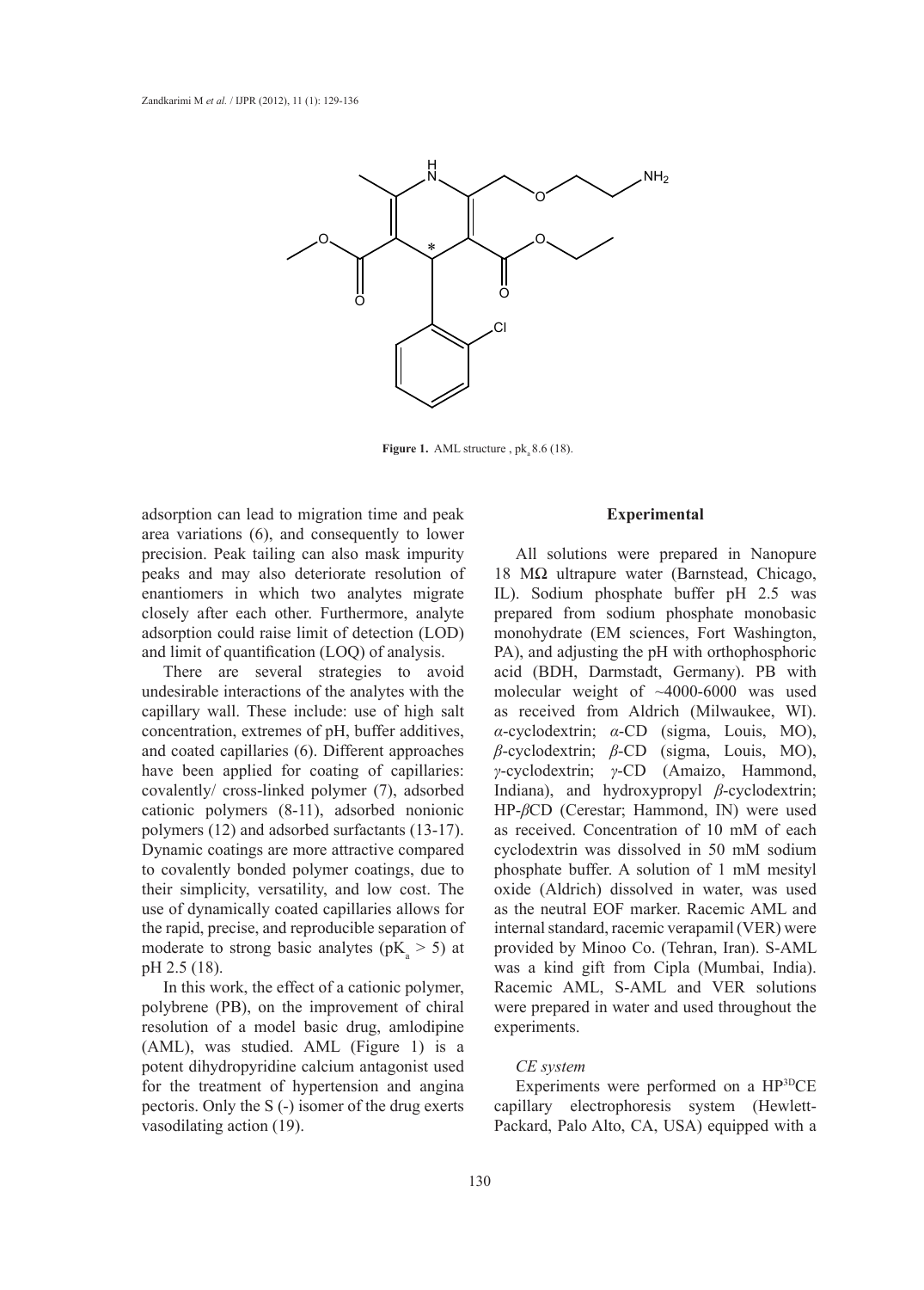**Figure 1.** AML structure , $pk_a$ 8.6 (18).

adsorption can lead to migration time and peak area variations (6), and consequently to lower precision. Peak tailing can also mask impurity peaks and may also deteriorate resolution of enantiomers in which two analytes migrate closely after each other. Furthermore, analyte adsorption could raise limit of detection (LOD) and limit of quantification (LOQ) of analysis.

There are several strategies to avoid undesirable interactions of the analytes with the capillary wall. These include: use of high salt concentration, extremes of pH, buffer additives, and coated capillaries (6). Different approaches have been applied for coating of capillaries: covalently/ cross-linked polymer (7), adsorbed cationic polymers (8-11), adsorbed nonionic polymers (12) and adsorbed surfactants (13-17). Dynamic coatings are more attractive compared to covalently bonded polymer coatings, due to their simplicity, versatility, and low cost. The use of dynamically coated capillaries allows for the rapid, precise, and reproducible separation of moderate to strong basic analytes ($pK_a > 5$) at pH 2.5 (18).

In this work, the effect of a cationic polymer, polybrene (PB), on the improvement of chiral resolution of a model basic drug, amlodipine (AML), was studied. AML (Figure 1) is a potent dihydropyridine calcium antagonist used for the treatment of hypertension and angina pectoris. Only the S (-) isomer of the drug exerts vasodilating action (19).

## Experimental

All solutions were prepared in Nanopure 18 MΩ ultrapure water (Barnstead, Chicago, IL). Sodium phosphate buffer pH 2.5 was prepared from sodium phosphate monobasic monohydrate (EM sciences, Fort Washington, PA), and adjusting the pH with orthophosphoric acid (BDH, Darmstadt, Germany). PB with molecular weight of ~4000-6000 was used as received from Aldrich (Milwaukee, WI). *α*-cyclodextrin; *α*-CD (sigma, Louis, MO), *β*-cyclodextrin; *β*-CD (sigma, Louis, MO), *γ*-cyclodextrin; *γ*-CD (Amaizo, Hammond, Indiana), and hydroxypropyl *β*-cyclodextrin; HP-*β*CD (Cerestar; Hammond, IN) were used as received. Concentration of 10 mM of each cyclodextrin was dissolved in 50 mM sodium phosphate buffer. A solution of 1 mM mesityl oxide (Aldrich) dissolved in water, was used as the neutral EOF marker. Racemic AML and internal standard, racemic verapamil (VER) were provided by Minoo Co. (Tehran, Iran). S-AML was a kind gift from Cipla (Mumbai, India). Racemic AML, S-AML and VER solutions were prepared in water and used throughout the experiments.

### *CE system*

Experiments were performed on a HP$^{3D}$CE capillary electrophoresis system (Hewlett-Packard, Palo Alto, CA, USA) equipped with a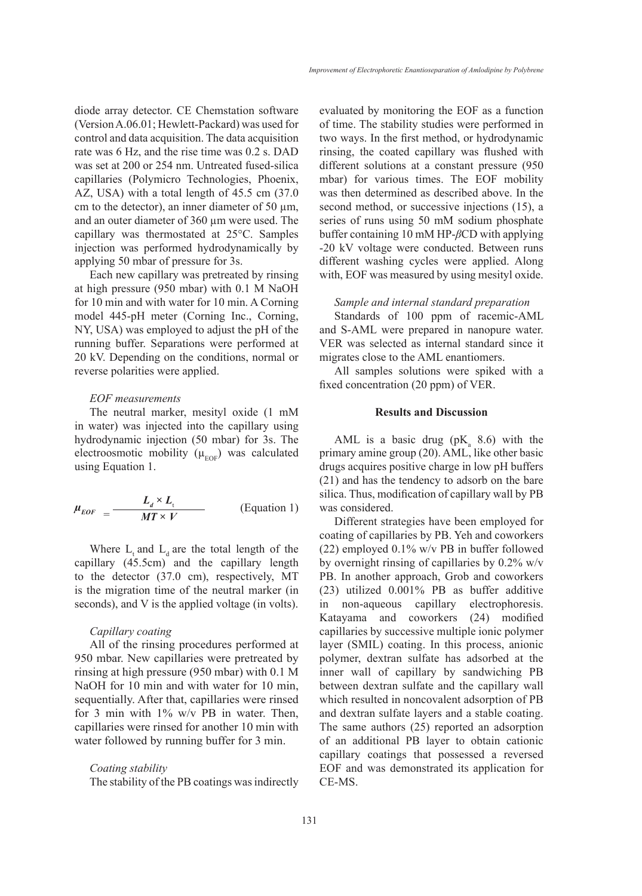diode array detector. CE Chemstation software (Version A.06.01; Hewlett-Packard) was used for control and data acquisition. The data acquisition rate was 6 Hz, and the rise time was 0.2 s. DAD was set at 200 or 254 nm. Untreated fused-silica capillaries (Polymicro Technologies, Phoenix, AZ, USA) with a total length of 45.5 cm (37.0 cm to the detector), an inner diameter of 50 µm, and an outer diameter of 360 µm were used. The capillary was thermostated at 25°C. Samples injection was performed hydrodynamically by applying 50 mbar of pressure for 3s.

Each new capillary was pretreated by rinsing at high pressure (950 mbar) with 0.1 M NaOH for 10 min and with water for 10 min. A Corning model 445-pH meter (Corning Inc., Corning, NY, USA) was employed to adjust the pH of the running buffer. Separations were performed at 20 kV. Depending on the conditions, normal or reverse polarities were applied.

*EOF measurements*

The neutral marker, mesityl oxide (1 mM in water) was injected into the capillary using hydrodynamic injection (50 mbar) for 3s. The electroosmotic mobility ($\mu_{EOF}$) was calculated using Equation 1.

$$\mu_{EOF} = \frac{L_d \times L_t}{MT \times V} \qquad \text{(Equation 1)}$$

Where $L_t$ and $L_d$ are the total length of the capillary (45.5cm) and the capillary length to the detector (37.0 cm), respectively, MT is the migration time of the neutral marker (in seconds), and V is the applied voltage (in volts).

*Capillary coating*

All of the rinsing procedures performed at 950 mbar. New capillaries were pretreated by rinsing at high pressure (950 mbar) with 0.1 M NaOH for 10 min and with water for 10 min, sequentially. After that, capillaries were rinsed for 3 min with 1% w/v PB in water. Then, capillaries were rinsed for another 10 min with water followed by running buffer for 3 min.

*Coating stability*

The stability of the PB coatings was indirectly evaluated by monitoring the EOF as a function of time. The stability studies were performed in two ways. In the first method, or hydrodynamic rinsing, the coated capillary was flushed with different solutions at a constant pressure (950 mbar) for various times. The EOF mobility was then determined as described above. In the second method, or successive injections (15), a series of runs using 50 mM sodium phosphate buffer containing 10 mM HP-*β*CD with applying -20 kV voltage were conducted. Between runs different washing cycles were applied. Along with, EOF was measured by using mesityl oxide.

*Sample and internal standard preparation*

Standards of 100 ppm of racemic-AML and S-AML were prepared in nanopure water. VER was selected as internal standard since it migrates close to the AML enantiomers.

All samples solutions were spiked with a fixed concentration (20 ppm) of VER.

## Results and Discussion

AML is a basic drug ($pK_a$ 8.6) with the primary amine group (20). AML, like other basic drugs acquires positive charge in low pH buffers (21) and has the tendency to adsorb on the bare silica. Thus, modification of capillary wall by PB was considered.

Different strategies have been employed for coating of capillaries by PB. Yeh and coworkers (22) employed 0.1% w/v PB in buffer followed by overnight rinsing of capillaries by 0.2% w/v PB. In another approach, Grob and coworkers (23) utilized 0.001% PB as buffer additive in non-aqueous capillary electrophoresis. Katayama and coworkers (24) modified capillaries by successive multiple ionic polymer layer (SMIL) coating. In this process, anionic polymer, dextran sulfate has adsorbed at the inner wall of capillary by sandwiching PB between dextran sulfate and the capillary wall which resulted in noncovalent adsorption of PB and dextran sulfate layers and a stable coating. The same authors (25) reported an adsorption of an additional PB layer to obtain cationic capillary coatings that possessed a reversed EOF and was demonstrated its application for CE-MS.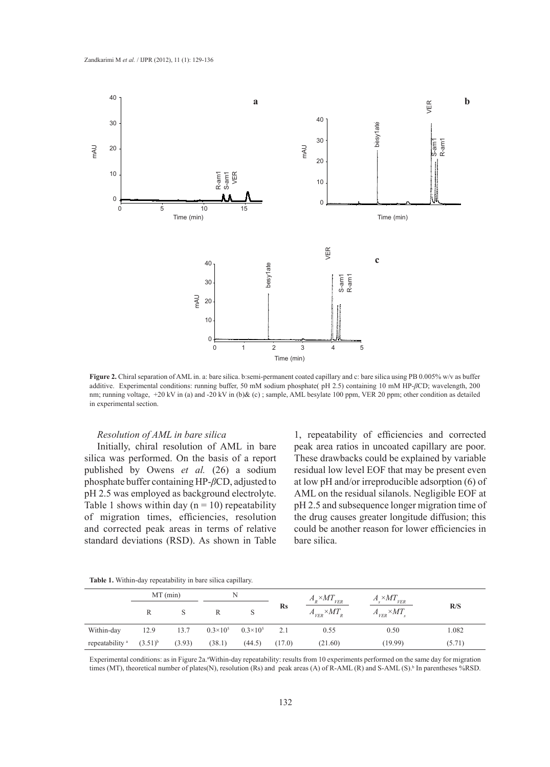**Figure 2.** Chiral separation of AML in. a: bare silica. b:semi-permanent coated capillary and c: bare silica using PB 0.005% w/v as buffer additive. Experimental conditions: running buffer, 50 mM sodium phosphate( pH 2.5) containing 10 mM HP-$\beta$CD; wavelength, 200 nm; running voltage, +20 kV in (a) and -20 kV in (b)& (c) ; sample, AML besylate 100 ppm, VER 20 ppm; other condition as detailed in experimental section.

### *Resolution of AML in bare silica*

Initially, chiral resolution of AML in bare silica was performed. On the basis of a report published by Owens *et al.* (26) a sodium phosphate buffer containing HP-$\beta$CD, adjusted to pH 2.5 was employed as background electrolyte. Table 1 shows within day ($n = 10$) repeatability of migration times, efficiencies, resolution and corrected peak areas in terms of relative standard deviations (RSD). As shown in Table 1, repeatability of efficiencies and corrected peak area ratios in uncoated capillary are poor. These drawbacks could be explained by variable residual low level EOF that may be present even at low pH and/or irreproducible adsorption (6) of AML on the residual silanols. Negligible EOF at pH 2.5 and subsequence longer migration time of the drug causes greater longitude diffusion; this could be another reason for lower efficiencies in bare silica.

**Table 1.** Within-day repeatability in bare silica capillary.

| | MT (min) | | N | | Rs | $\frac{A_R \times MT_{VER}}{A_{VER} \times MT_R}$ | $\frac{A_s \times MT_{VER}}{A_{VER} \times MT_s}$ | R/S |
|---|---|---|---|---|---|---|---|---|
| | R | S | R | S | | | | |
| Within-day repeatability [a] | 12.9 | 13.7 | $0.3\times10^5$ | $0.3\times10^5$ | 2.1 | 0.55 | 0.50 | 1.082 |
| | (3.51)[b] | (3.93) | (38.1) | (44.5) | (17.0) | (21.60) | (19.99) | (5.71) |

Experimental conditions: as in Figure 2a.[a]Within-day repeatability: results from 10 experiments performed on the same day for migration times (MT), theoretical number of plates(N), resolution (Rs) and peak areas (A) of R-AML (R) and S-AML (S).[b] In parentheses %RSD.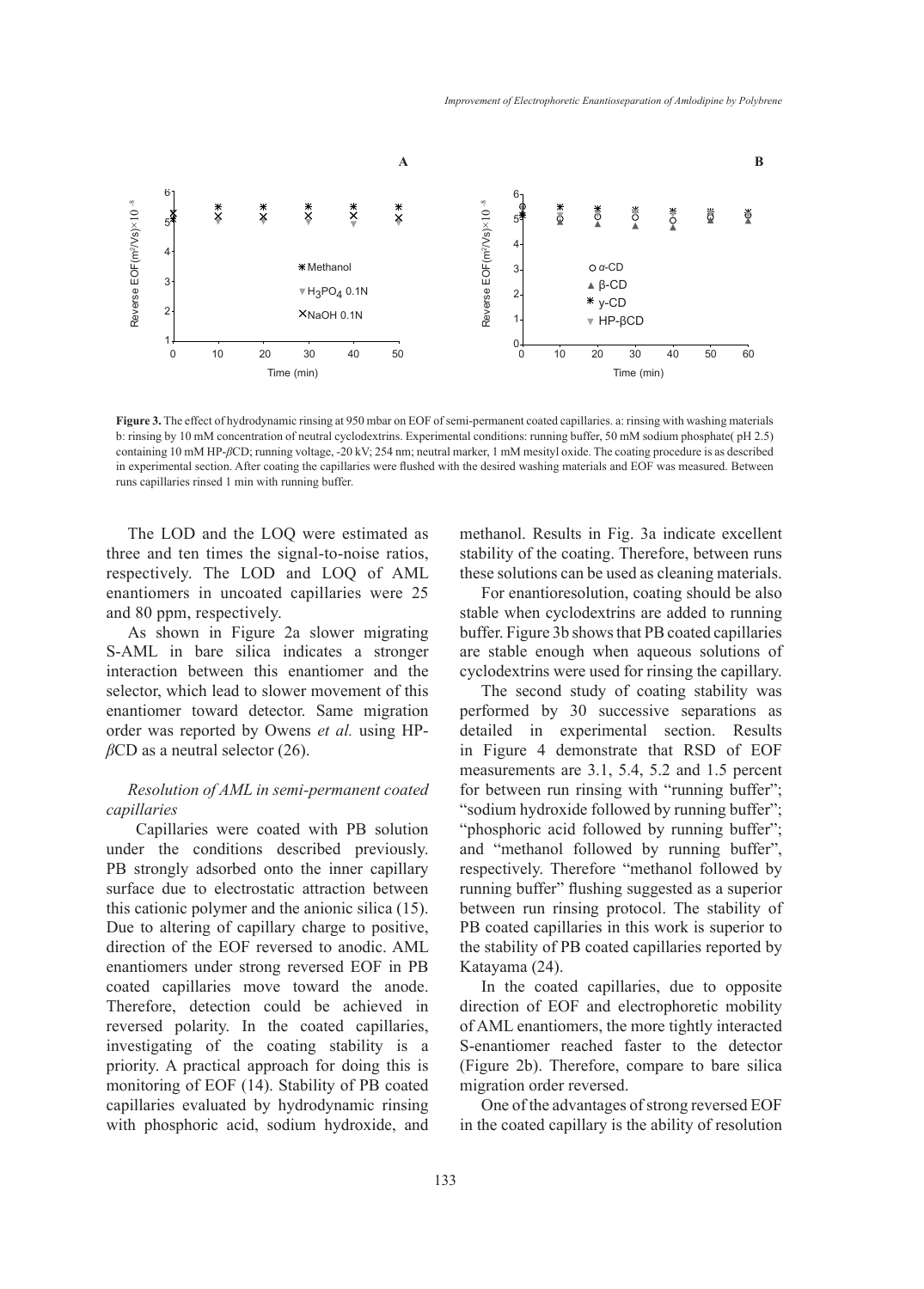**Figure 3.** The effect of hydrodynamic rinsing at 950 mbar on EOF of semi-permanent coated capillaries. a: rinsing with washing materials b: rinsing by 10 mM concentration of neutral cyclodextrins. Experimental conditions: running buffer, 50 mM sodium phosphate( pH 2.5) containing 10 mM HP-$\beta$CD; running voltage, -20 kV; 254 nm; neutral marker, 1 mM mesityl oxide. The coating procedure is as described in experimental section. After coating the capillaries were flushed with the desired washing materials and EOF was measured. Between runs capillaries rinsed 1 min with running buffer.

The LOD and the LOQ were estimated as three and ten times the signal-to-noise ratios, respectively. The LOD and LOQ of AML enantiomers in uncoated capillaries were 25 and 80 ppm, respectively.

As shown in Figure 2a slower migrating S-AML in bare silica indicates a stronger interaction between this enantiomer and the selector, which lead to slower movement of this enantiomer toward detector. Same migration order was reported by Owens *et al.* using HP-$\beta$CD as a neutral selector (26).

### *Resolution of AML in semi-permanent coated capillaries*

Capillaries were coated with PB solution under the conditions described previously. PB strongly adsorbed onto the inner capillary surface due to electrostatic attraction between this cationic polymer and the anionic silica (15). Due to altering of capillary charge to positive, direction of the EOF reversed to anodic. AML enantiomers under strong reversed EOF in PB coated capillaries move toward the anode. Therefore, detection could be achieved in reversed polarity. In the coated capillaries, investigating of the coating stability is a priority. A practical approach for doing this is monitoring of EOF (14). Stability of PB coated capillaries evaluated by hydrodynamic rinsing with phosphoric acid, sodium hydroxide, and methanol. Results in Fig. 3a indicate excellent stability of the coating. Therefore, between runs these solutions can be used as cleaning materials.

For enantioresolution, coating should be also stable when cyclodextrins are added to running buffer. Figure 3b shows that PB coated capillaries are stable enough when aqueous solutions of cyclodextrins were used for rinsing the capillary.

The second study of coating stability was performed by 30 successive separations as detailed in experimental section. Results in Figure 4 demonstrate that RSD of EOF measurements are 3.1, 5.4, 5.2 and 1.5 percent for between run rinsing with "running buffer"; "sodium hydroxide followed by running buffer"; "phosphoric acid followed by running buffer"; and "methanol followed by running buffer", respectively. Therefore "methanol followed by running buffer" flushing suggested as a superior between run rinsing protocol. The stability of PB coated capillaries in this work is superior to the stability of PB coated capillaries reported by Katayama (24).

In the coated capillaries, due to opposite direction of EOF and electrophoretic mobility of AML enantiomers, the more tightly interacted S-enantiomer reached faster to the detector (Figure 2b). Therefore, compare to bare silica migration order reversed.

One of the advantages of strong reversed EOF in the coated capillary is the ability of resolution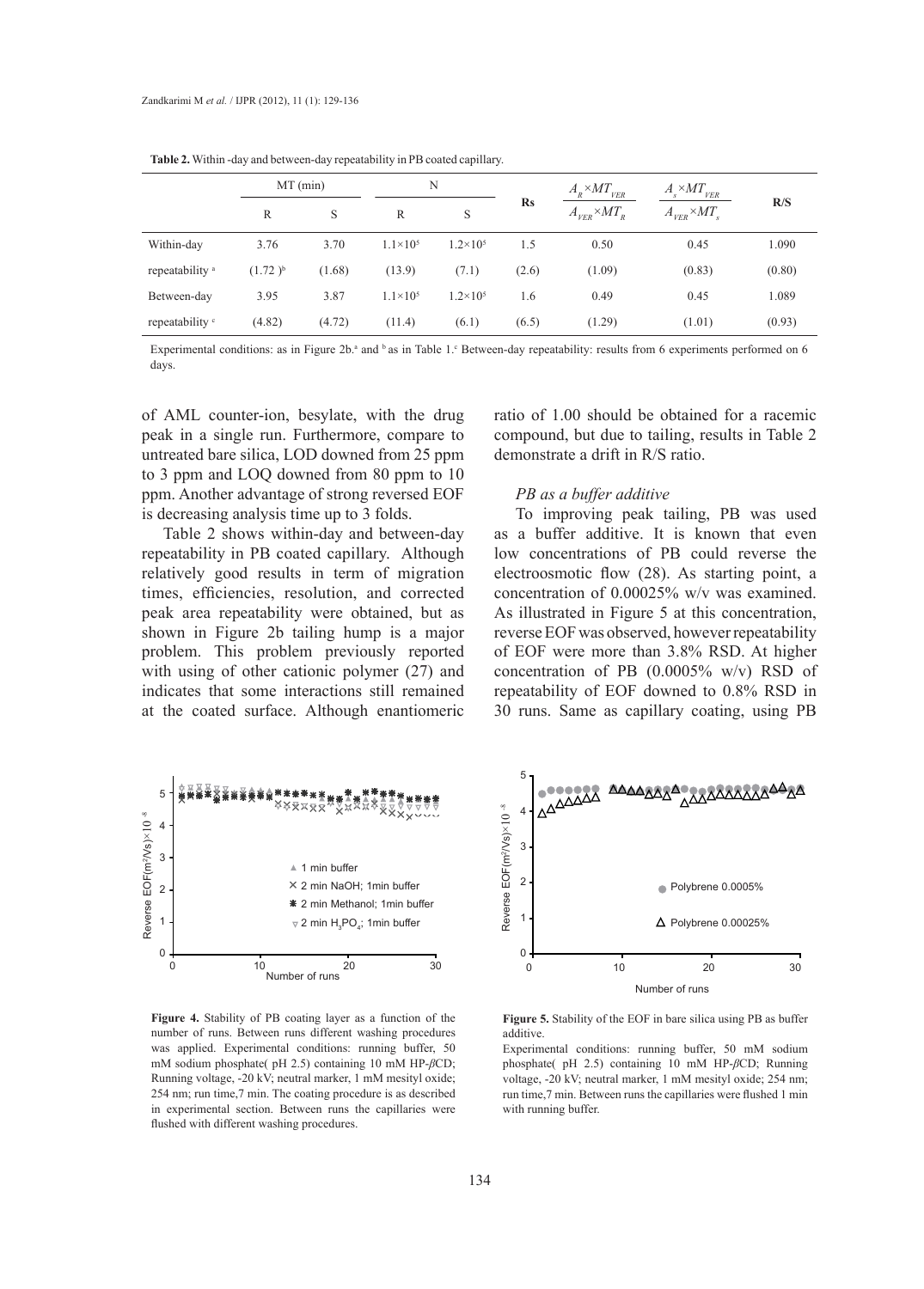**Table 2.** Within -day and between-day repeatability in PB coated capillary.

| | MT (min) | | N | | Rs | $\frac{A_R \times MT_{VER}}{A_{VER} \times MT_R}$ | $\frac{A_s \times MT_{VER}}{A_{VER} \times MT_s}$ | R/S |
|---|---|---|---|---|---|---|---|---|
| | R | S | R | S | | | | |
| Within-day | 3.76 | 3.70 | $1.1\times10^5$ | $1.2\times10^5$ | 1.5 | 0.50 | 0.45 | 1.090 |
| repeatability [a] | (1.72 )[b] | (1.68) | (13.9) | (7.1) | (2.6) | (1.09) | (0.83) | (0.80) |
| Between-day | 3.95 | 3.87 | $1.1\times10^5$ | $1.2\times10^5$ | 1.6 | 0.49 | 0.45 | 1.089 |
| repeatability [c] | (4.82) | (4.72) | (11.4) | (6.1) | (6.5) | (1.29) | (1.01) | (0.93) |

Experimental conditions: as in Figure 2b.[a] and [b] as in Table 1.[c] Between-day repeatability: results from 6 experiments performed on 6 days.

of AML counter-ion, besylate, with the drug peak in a single run. Furthermore, compare to untreated bare silica, LOD downed from 25 ppm to 3 ppm and LOQ downed from 80 ppm to 10 ppm. Another advantage of strong reversed EOF is decreasing analysis time up to 3 folds.

Table 2 shows within-day and between-day repeatability in PB coated capillary. Although relatively good results in term of migration times, efficiencies, resolution, and corrected peak area repeatability were obtained, but as shown in Figure 2b tailing hump is a major problem. This problem previously reported with using of other cationic polymer (27) and indicates that some interactions still remained at the coated surface. Although enantiomeric ratio of 1.00 should be obtained for a racemic compound, but due to tailing, results in Table 2 demonstrate a drift in R/S ratio.

### *PB as a buffer additive*

To improving peak tailing, PB was used as a buffer additive. It is known that even low concentrations of PB could reverse the electroosmotic flow (28). As starting point, a concentration of 0.00025% w/v was examined. As illustrated in Figure 5 at this concentration, reverse EOF was observed, however repeatability of EOF were more than 3.8% RSD. At higher concentration of PB (0.0005% w/v) RSD of repeatability of EOF downed to 0.8% RSD in 30 runs. Same as capillary coating, using PB

**Figure 4.** Stability of PB coating layer as a function of the number of runs. Between runs different washing procedures was applied. Experimental conditions: running buffer, 50 mM sodium phosphate( pH 2.5) containing 10 mM HP-*β*CD; Running voltage, -20 kV; neutral marker, 1 mM mesityl oxide; 254 nm; run time,7 min. The coating procedure is as described in experimental section. Between runs the capillaries were flushed with different washing procedures.

**Figure 5.** Stability of the EOF in bare silica using PB as buffer additive.
Experimental conditions: running buffer, 50 mM sodium phosphate( pH 2.5) containing 10 mM HP-*β*CD; Running voltage, -20 kV; neutral marker, 1 mM mesityl oxide; 254 nm; run time,7 min. Between runs the capillaries were flushed 1 min with running buffer.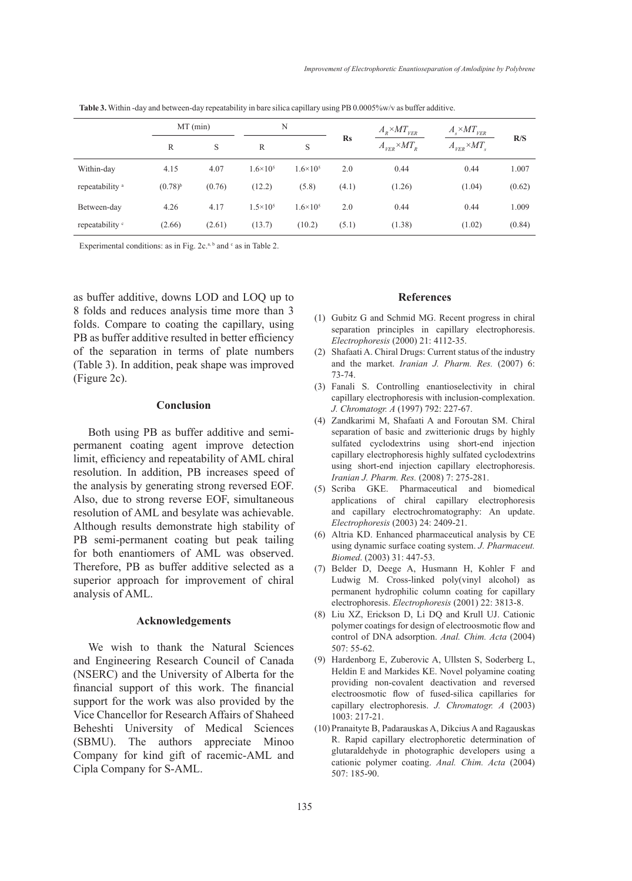**Table 3.** Within -day and between-day repeatability in bare silica capillary using PB 0.0005%w/v as buffer additive.

| | MT (min) | | N | | Rs | $\frac{A_R \times MT_{VER}}{A_{VER} \times MT_R}$ | $\frac{A_s \times MT_{VER}}{A_{VER} \times MT_s}$ | R/S |
|---|---|---|---|---|---|---|---|---|
| | R | S | R | S | | | | |
| Within-day repeatability [a] | 4.15 $(0.78)^b$ | 4.07 (0.76) | $1.6\times10^5$ (12.2) | $1.6\times10^5$ (5.8) | 2.0 (4.1) | 0.44 (1.26) | 0.44 (1.04) | 1.007 (0.62) |
| Between-day repeatability [c] | 4.26 (2.66) | 4.17 (2.61) | $1.5\times10^5$ (13.7) | $1.6\times10^5$ (10.2) | 2.0 (5.1) | 0.44 (1.38) | 0.44 (1.02) | 1.009 (0.84) |

Experimental conditions: as in Fig. 2c.[a, b] and [c] as in Table 2.

as buffer additive, downs LOD and LOQ up to 8 folds and reduces analysis time more than 3 folds. Compare to coating the capillary, using PB as buffer additive resulted in better efficiency of the separation in terms of plate numbers (Table 3). In addition, peak shape was improved (Figure 2c).

## Conclusion

Both using PB as buffer additive and semi-permanent coating agent improve detection limit, efficiency and repeatability of AML chiral resolution. In addition, PB increases speed of the analysis by generating strong reversed EOF. Also, due to strong reverse EOF, simultaneous resolution of AML and besylate was achievable. Although results demonstrate high stability of PB semi-permanent coating but peak tailing for both enantiomers of AML was observed. Therefore, PB as buffer additive selected as a superior approach for improvement of chiral analysis of AML.

## Acknowledgements

We wish to thank the Natural Sciences and Engineering Research Council of Canada (NSERC) and the University of Alberta for the financial support of this work. The financial support for the work was also provided by the Vice Chancellor for Research Affairs of Shaheed Beheshti University of Medical Sciences (SBMU). The authors appreciate Minoo Company for kind gift of racemic-AML and Cipla Company for S-AML.

## References

(1) Gubitz G and Schmid MG. Recent progress in chiral separation principles in capillary electrophoresis. *Electrophoresis* (2000) 21: 4112-35.

(2) Shafaati A. Chiral Drugs: Current status of the industry and the market. *Iranian J. Pharm. Res.* (2007) 6: 73-74.

(3) Fanali S. Controlling enantioselectivity in chiral capillary electrophoresis with inclusion-complexation. *J. Chromatogr. A* (1997) 792: 227-67.

(4) Zandkarimi M, Shafaati A and Foroutan SM. Chiral separation of basic and zwitterionic drugs by highly sulfated cyclodextrins using short-end injection capillary electrophoresis highly sulfated cyclodextrins using short-end injection capillary electrophoresis. *Iranian J. Pharm. Res.* (2008) 7: 275-281.

(5) Scriba GKE. Pharmaceutical and biomedical applications of chiral capillary electrophoresis and capillary electrochromatography: An update. *Electrophoresis* (2003) 24: 2409-21.

(6) Altria KD. Enhanced pharmaceutical analysis by CE using dynamic surface coating system. *J. Pharmaceut. Biomed*. (2003) 31: 447-53.

(7) Belder D, Deege A, Husmann H, Kohler F and Ludwig M. Cross-linked poly(vinyl alcohol) as permanent hydrophilic column coating for capillary electrophoresis. *Electrophoresis* (2001) 22: 3813-8.

(8) Liu XZ, Erickson D, Li DQ and Krull UJ. Cationic polymer coatings for design of electroosmotic flow and control of DNA adsorption. *Anal. Chim. Acta* (2004) 507: 55-62.

(9) Hardenborg E, Zuberovic A, Ullsten S, Soderberg L, Heldin E and Markides KE. Novel polyamine coating providing non-covalent deactivation and reversed electroosmotic flow of fused-silica capillaries for capillary electrophoresis. *J. Chromatogr. A* (2003) 1003: 217-21.

(10) Pranaityte B, Padarauskas A, Dikcius A and Ragauskas R. Rapid capillary electrophoretic determination of glutaraldehyde in photographic developers using a cationic polymer coating. *Anal. Chim. Acta* (2004) 507: 185-90.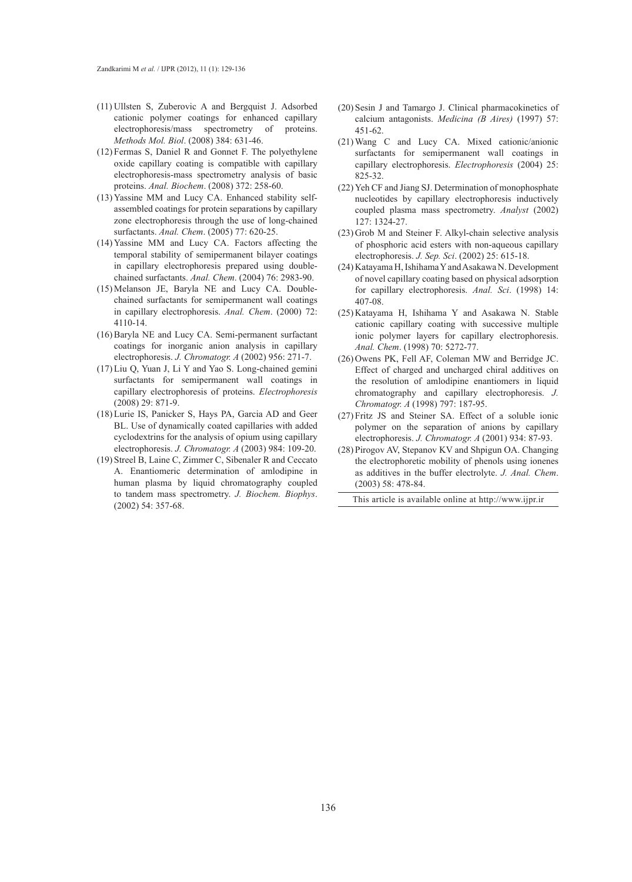(11) Ullsten S, Zuberovic A and Bergquist J. Adsorbed cationic polymer coatings for enhanced capillary electrophoresis/mass spectrometry of proteins. *Methods Mol. Biol*. (2008) 384: 631-46.

(12) Fermas S, Daniel R and Gonnet F. The polyethylene oxide capillary coating is compatible with capillary electrophoresis-mass spectrometry analysis of basic proteins. *Anal. Biochem*. (2008) 372: 258-60.

(13) Yassine MM and Lucy CA. Enhanced stability self-assembled coatings for protein separations by capillary zone electrophoresis through the use of long-chained surfactants. *Anal. Chem*. (2005) 77: 620-25.

(14) Yassine MM and Lucy CA. Factors affecting the temporal stability of semipermanent bilayer coatings in capillary electrophoresis prepared using double-chained surfactants. *Anal. Chem*. (2004) 76: 2983-90.

(15) Melanson JE, Baryla NE and Lucy CA. Double-chained surfactants for semipermanent wall coatings in capillary electrophoresis. *Anal. Chem*. (2000) 72: 4110-14.

(16) Baryla NE and Lucy CA. Semi-permanent surfactant coatings for inorganic anion analysis in capillary electrophoresis. *J. Chromatogr. A* (2002) 956: 271-7.

(17) Liu Q, Yuan J, Li Y and Yao S. Long-chained gemini surfactants for semipermanent wall coatings in capillary electrophoresis of proteins. *Electrophoresis* (2008) 29: 871-9.

(18) Lurie IS, Panicker S, Hays PA, Garcia AD and Geer BL. Use of dynamically coated capillaries with added cyclodextrins for the analysis of opium using capillary electrophoresis. *J. Chromatogr. A* (2003) 984: 109-20.

(19) Streel B, Laine C, Zimmer C, Sibenaler R and Ceccato A. Enantiomeric determination of amlodipine in human plasma by liquid chromatography coupled to tandem mass spectrometry. *J. Biochem. Biophys*. (2002) 54: 357-68.

(20) Sesin J and Tamargo J. Clinical pharmacokinetics of calcium antagonists. *Medicina (B Aires)* (1997) 57: 451-62.

(21) Wang C and Lucy CA. Mixed cationic/anionic surfactants for semipermanent wall coatings in capillary electrophoresis. *Electrophoresis* (2004) 25: 825-32.

(22) Yeh CF and Jiang SJ. Determination of monophosphate nucleotides by capillary electrophoresis inductively coupled plasma mass spectrometry. *Analyst* (2002) 127: 1324-27.

(23) Grob M and Steiner F. Alkyl-chain selective analysis of phosphoric acid esters with non-aqueous capillary electrophoresis. *J. Sep. Sci*. (2002) 25: 615-18.

(24) Katayama H, Ishihama Y and Asakawa N. Development of novel capillary coating based on physical adsorption for capillary electrophoresis. *Anal. Sci*. (1998) 14: 407-08.

(25) Katayama H, Ishihama Y and Asakawa N. Stable cationic capillary coating with successive multiple ionic polymer layers for capillary electrophoresis. *Anal. Chem*. (1998) 70: 5272-77.

(26) Owens PK, Fell AF, Coleman MW and Berridge JC. Effect of charged and uncharged chiral additives on the resolution of amlodipine enantiomers in liquid chromatography and capillary electrophoresis. *J. Chromatogr. A* (1998) 797: 187-95.

(27) Fritz JS and Steiner SA. Effect of a soluble ionic polymer on the separation of anions by capillary electrophoresis. *J. Chromatogr. A* (2001) 934: 87-93.

(28) Pirogov AV, Stepanov KV and Shpigun OA. Changing the electrophoretic mobility of phenols using ionenes as additives in the buffer electrolyte. *J. Anal. Chem*. (2003) 58: 478-84.

This article is available online at http://www.ijpr.ir